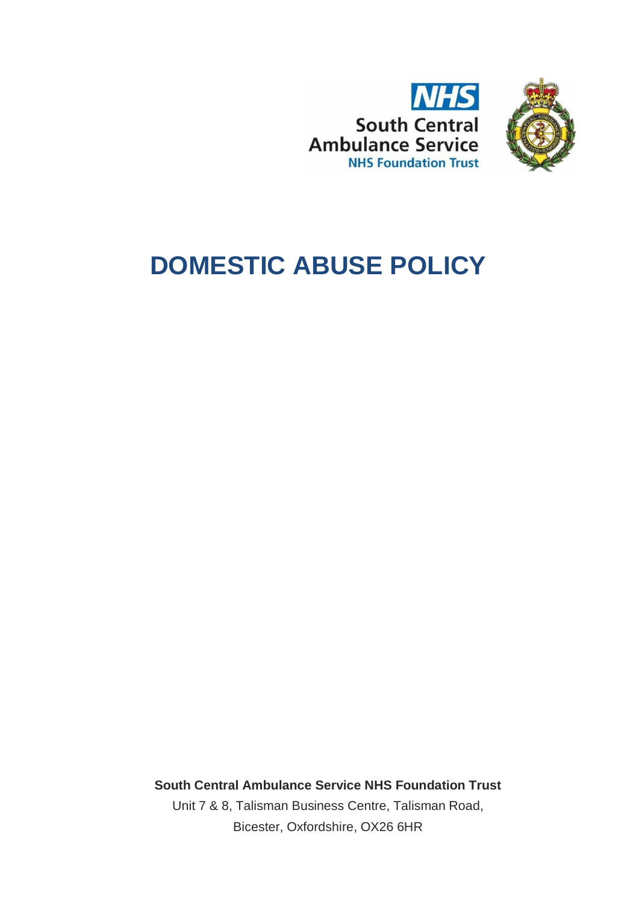NHS
South Central Ambulance Service
NHS Foundation Trust

# DOMESTIC ABUSE POLICY

**South Central Ambulance Service NHS Foundation Trust**

Unit 7 & 8, Talisman Business Centre, Talisman Road,

Bicester, Oxfordshire, OX26 6HR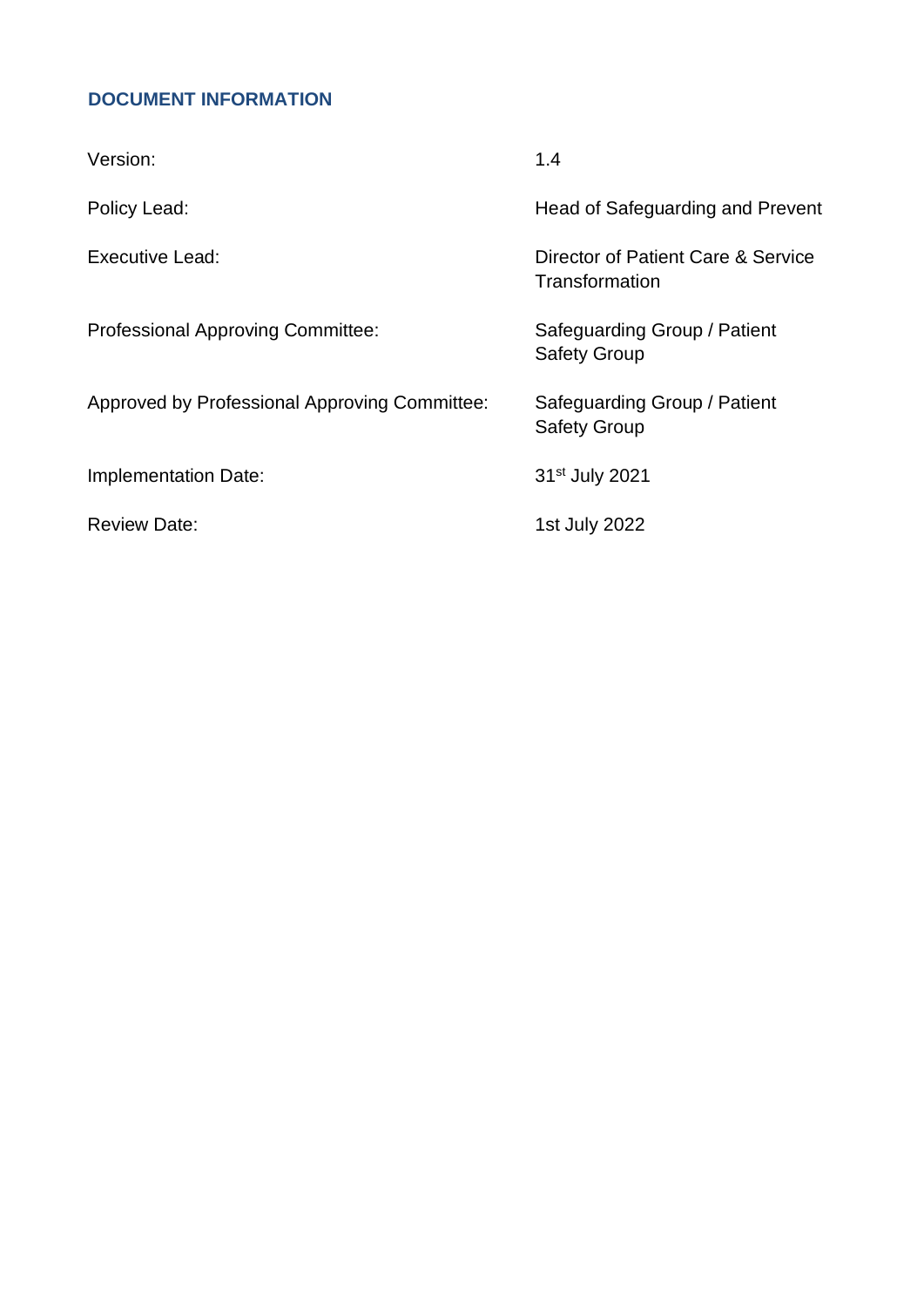## DOCUMENT INFORMATION

| | |
|---|---|
| Version: | 1.4 |
| Policy Lead: | Head of Safeguarding and Prevent |
| Executive Lead: | Director of Patient Care & Service Transformation |
| Professional Approving Committee: | Safeguarding Group / Patient Safety Group |
| Approved by Professional Approving Committee: | Safeguarding Group / Patient Safety Group |
| Implementation Date: | 31st July 2021 |
| Review Date: | 1st July 2022 |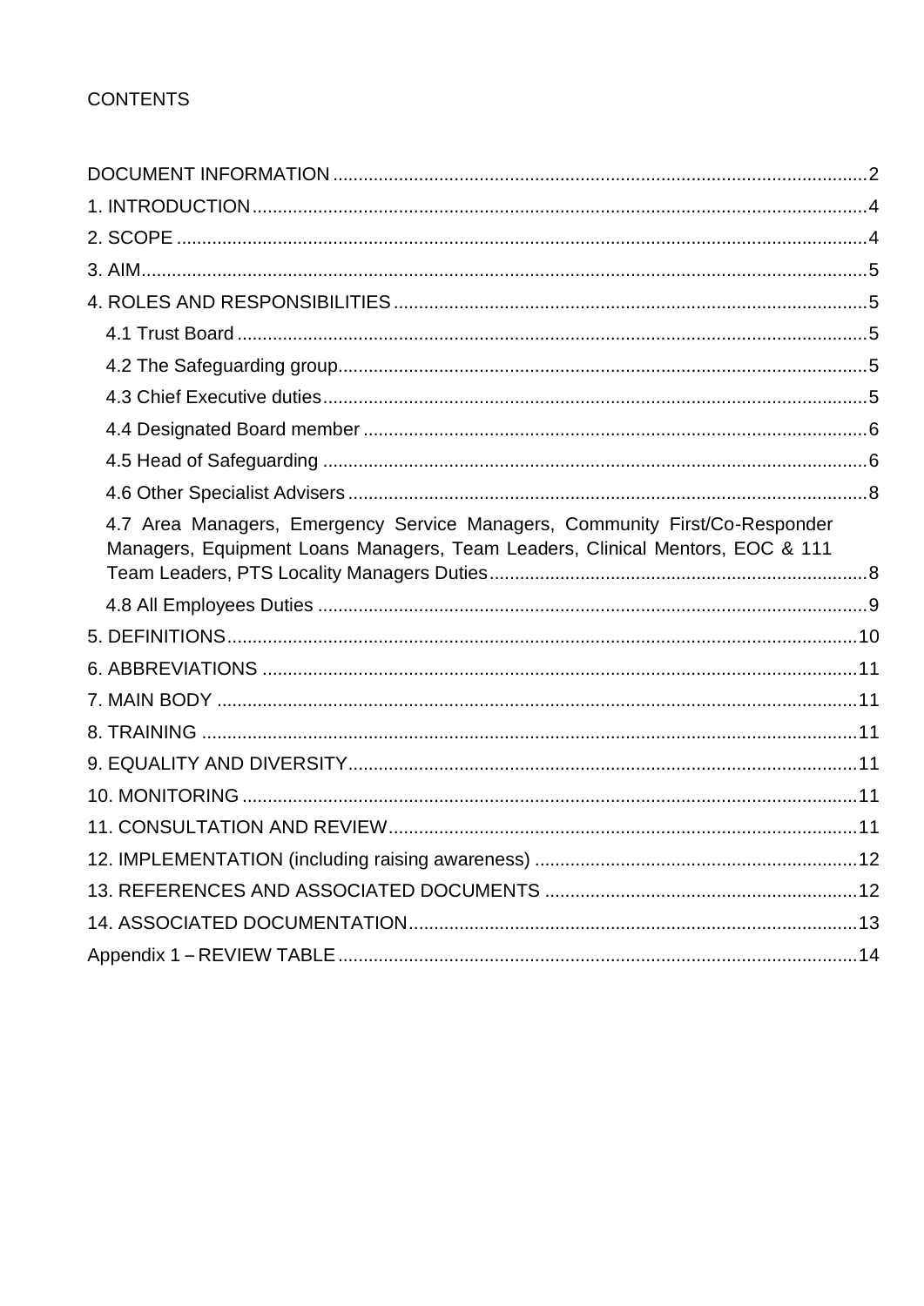CONTENTS

DOCUMENT INFORMATION ........................................................ 2
1. INTRODUCTION ........................................................ 4
2. SCOPE ........................................................ 4
3. AIM ........................................................ 5
4. ROLES AND RESPONSIBILITIES ........................................................ 5
- 4.1 Trust Board ........................................................ 5
- 4.2 The Safeguarding group ........................................................ 5
- 4.3 Chief Executive duties ........................................................ 5
- 4.4 Designated Board member ........................................................ 6
- 4.5 Head of Safeguarding ........................................................ 6
- 4.6 Other Specialist Advisers ........................................................ 8
- 4.7 Area Managers, Emergency Service Managers, Community First/Co-Responder Managers, Equipment Loans Managers, Team Leaders, Clinical Mentors, EOC & 111 Team Leaders, PTS Locality Managers Duties ........................................................ 8
- 4.8 All Employees Duties ........................................................ 9

5. DEFINITIONS ........................................................ 10
6. ABBREVIATIONS ........................................................ 11
7. MAIN BODY ........................................................ 11
8. TRAINING ........................................................ 11
9. EQUALITY AND DIVERSITY ........................................................ 11
10. MONITORING ........................................................ 11
11. CONSULTATION AND REVIEW ........................................................ 11
12. IMPLEMENTATION (including raising awareness) ........................................................ 12
13. REFERENCES AND ASSOCIATED DOCUMENTS ........................................................ 12
14. ASSOCIATED DOCUMENTATION ........................................................ 13
Appendix 1 – REVIEW TABLE ........................................................ 14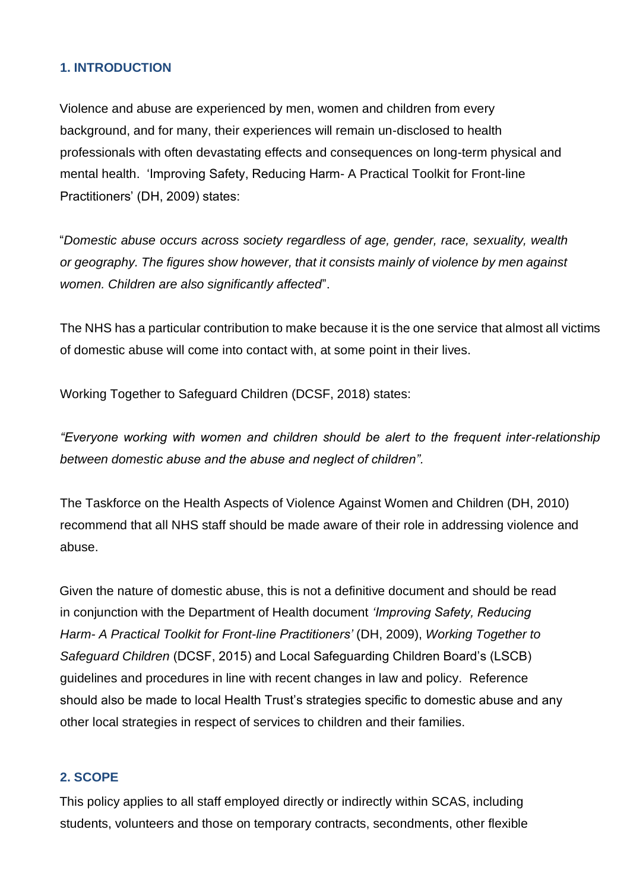## 1. INTRODUCTION

Violence and abuse are experienced by men, women and children from every background, and for many, their experiences will remain un-disclosed to health professionals with often devastating effects and consequences on long-term physical and mental health. 'Improving Safety, Reducing Harm- A Practical Toolkit for Front-line Practitioners' (DH, 2009) states:

"*Domestic abuse occurs across society regardless of age, gender, race, sexuality, wealth or geography. The figures show however, that it consists mainly of violence by men against women. Children are also significantly affected*".

The NHS has a particular contribution to make because it is the one service that almost all victims of domestic abuse will come into contact with, at some point in their lives.

Working Together to Safeguard Children (DCSF, 2018) states:

*"Everyone working with women and children should be alert to the frequent inter-relationship between domestic abuse and the abuse and neglect of children".*

The Taskforce on the Health Aspects of Violence Against Women and Children (DH, 2010) recommend that all NHS staff should be made aware of their role in addressing violence and abuse.

Given the nature of domestic abuse, this is not a definitive document and should be read in conjunction with the Department of Health document *'Improving Safety, Reducing Harm- A Practical Toolkit for Front-line Practitioners'* (DH, 2009), *Working Together to Safeguard Children* (DCSF, 2015) and Local Safeguarding Children Board's (LSCB) guidelines and procedures in line with recent changes in law and policy. Reference should also be made to local Health Trust's strategies specific to domestic abuse and any other local strategies in respect of services to children and their families.

## 2. SCOPE

This policy applies to all staff employed directly or indirectly within SCAS, including students, volunteers and those on temporary contracts, secondments, other flexible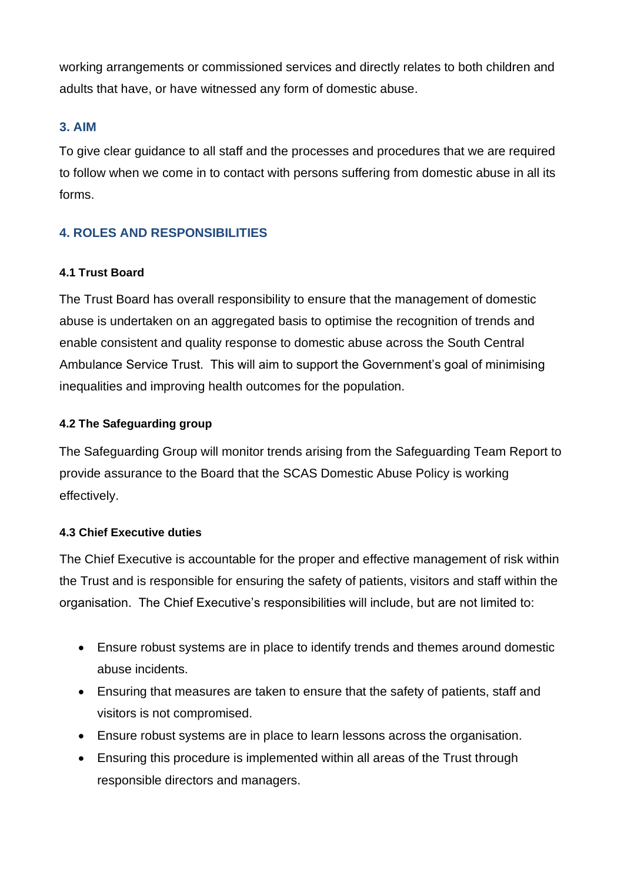working arrangements or commissioned services and directly relates to both children and adults that have, or have witnessed any form of domestic abuse.

## 3. AIM

To give clear guidance to all staff and the processes and procedures that we are required to follow when we come in to contact with persons suffering from domestic abuse in all its forms.

## 4. ROLES AND RESPONSIBILITIES

### 4.1 Trust Board

The Trust Board has overall responsibility to ensure that the management of domestic abuse is undertaken on an aggregated basis to optimise the recognition of trends and enable consistent and quality response to domestic abuse across the South Central Ambulance Service Trust. This will aim to support the Government's goal of minimising inequalities and improving health outcomes for the population.

### 4.2 The Safeguarding group

The Safeguarding Group will monitor trends arising from the Safeguarding Team Report to provide assurance to the Board that the SCAS Domestic Abuse Policy is working effectively.

### 4.3 Chief Executive duties

The Chief Executive is accountable for the proper and effective management of risk within the Trust and is responsible for ensuring the safety of patients, visitors and staff within the organisation. The Chief Executive's responsibilities will include, but are not limited to:

- Ensure robust systems are in place to identify trends and themes around domestic abuse incidents.
- Ensuring that measures are taken to ensure that the safety of patients, staff and visitors is not compromised.
- Ensure robust systems are in place to learn lessons across the organisation.
- Ensuring this procedure is implemented within all areas of the Trust through responsible directors and managers.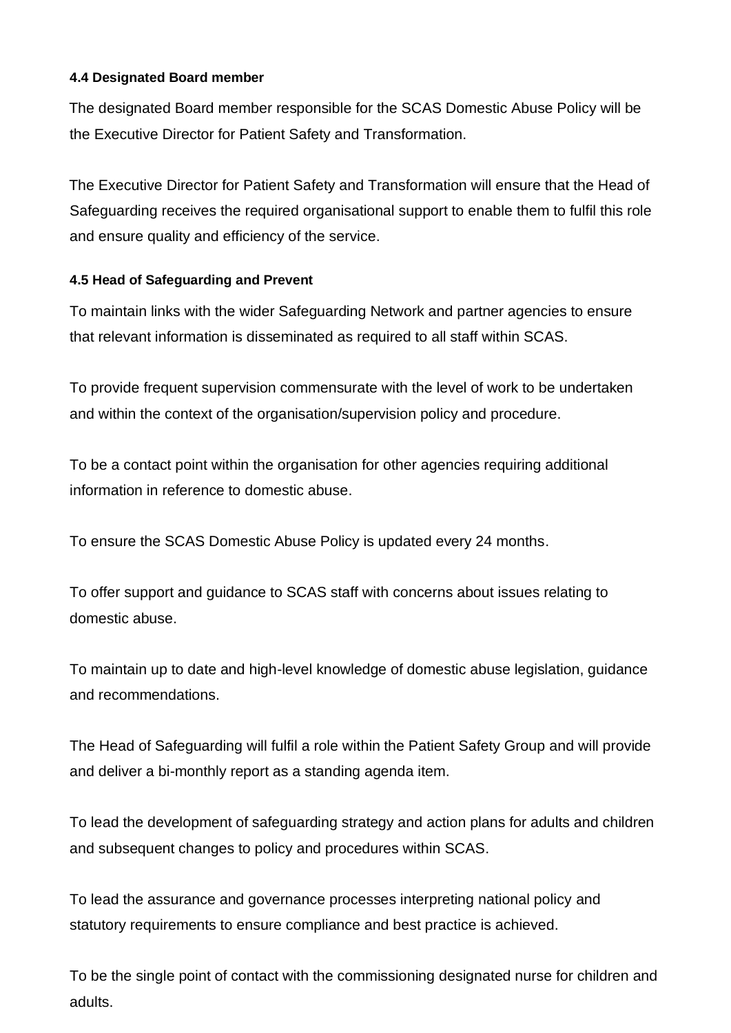#### 4.4 Designated Board member

The designated Board member responsible for the SCAS Domestic Abuse Policy will be the Executive Director for Patient Safety and Transformation.

The Executive Director for Patient Safety and Transformation will ensure that the Head of Safeguarding receives the required organisational support to enable them to fulfil this role and ensure quality and efficiency of the service.

#### 4.5 Head of Safeguarding and Prevent

To maintain links with the wider Safeguarding Network and partner agencies to ensure that relevant information is disseminated as required to all staff within SCAS.

To provide frequent supervision commensurate with the level of work to be undertaken and within the context of the organisation/supervision policy and procedure.

To be a contact point within the organisation for other agencies requiring additional information in reference to domestic abuse.

To ensure the SCAS Domestic Abuse Policy is updated every 24 months.

To offer support and guidance to SCAS staff with concerns about issues relating to domestic abuse.

To maintain up to date and high-level knowledge of domestic abuse legislation, guidance and recommendations.

The Head of Safeguarding will fulfil a role within the Patient Safety Group and will provide and deliver a bi-monthly report as a standing agenda item.

To lead the development of safeguarding strategy and action plans for adults and children and subsequent changes to policy and procedures within SCAS.

To lead the assurance and governance processes interpreting national policy and statutory requirements to ensure compliance and best practice is achieved.

To be the single point of contact with the commissioning designated nurse for children and adults.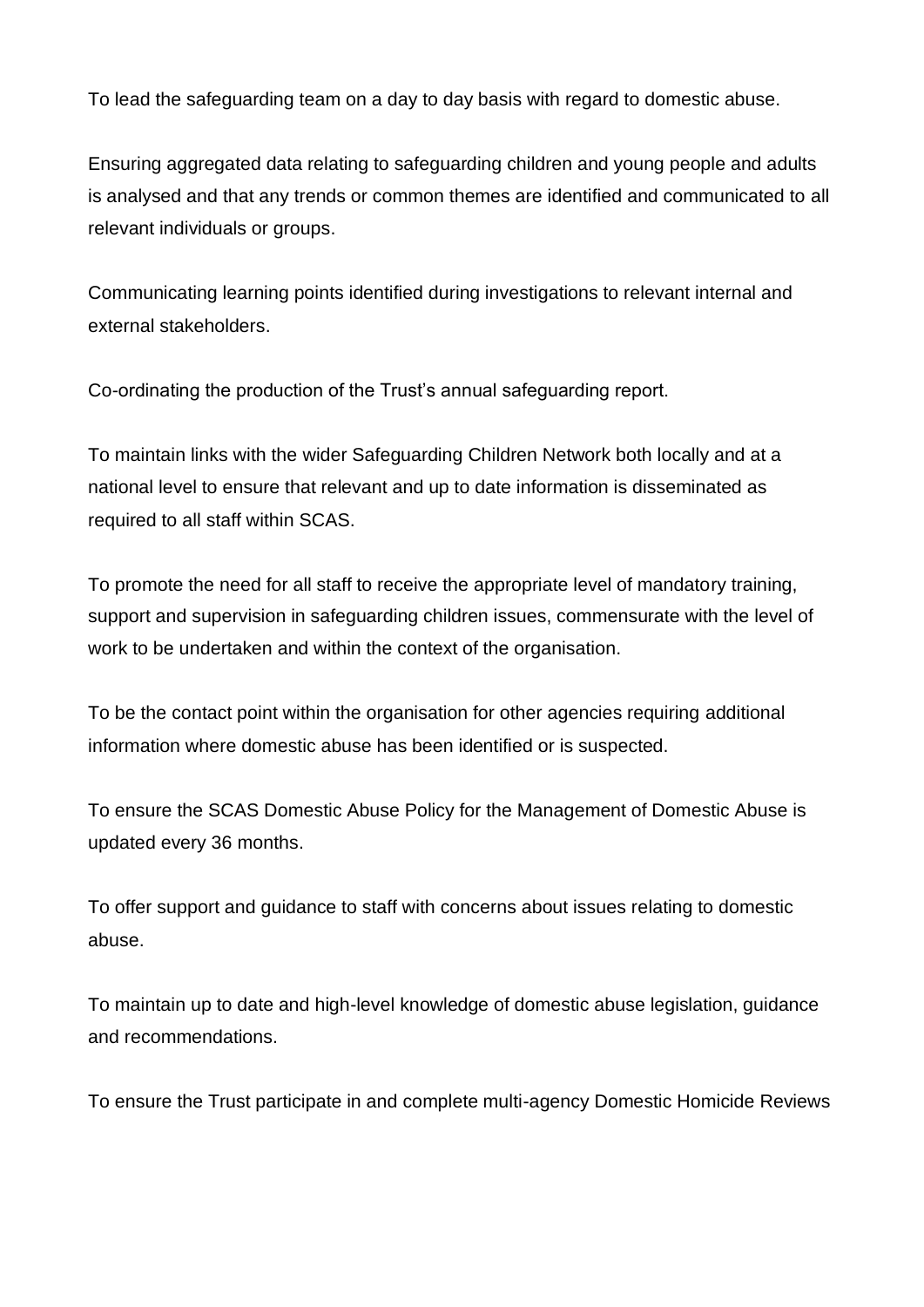To lead the safeguarding team on a day to day basis with regard to domestic abuse.

Ensuring aggregated data relating to safeguarding children and young people and adults is analysed and that any trends or common themes are identified and communicated to all relevant individuals or groups.

Communicating learning points identified during investigations to relevant internal and external stakeholders.

Co-ordinating the production of the Trust's annual safeguarding report.

To maintain links with the wider Safeguarding Children Network both locally and at a national level to ensure that relevant and up to date information is disseminated as required to all staff within SCAS.

To promote the need for all staff to receive the appropriate level of mandatory training, support and supervision in safeguarding children issues, commensurate with the level of work to be undertaken and within the context of the organisation.

To be the contact point within the organisation for other agencies requiring additional information where domestic abuse has been identified or is suspected.

To ensure the SCAS Domestic Abuse Policy for the Management of Domestic Abuse is updated every 36 months.

To offer support and guidance to staff with concerns about issues relating to domestic abuse.

To maintain up to date and high-level knowledge of domestic abuse legislation, guidance and recommendations.

To ensure the Trust participate in and complete multi-agency Domestic Homicide Reviews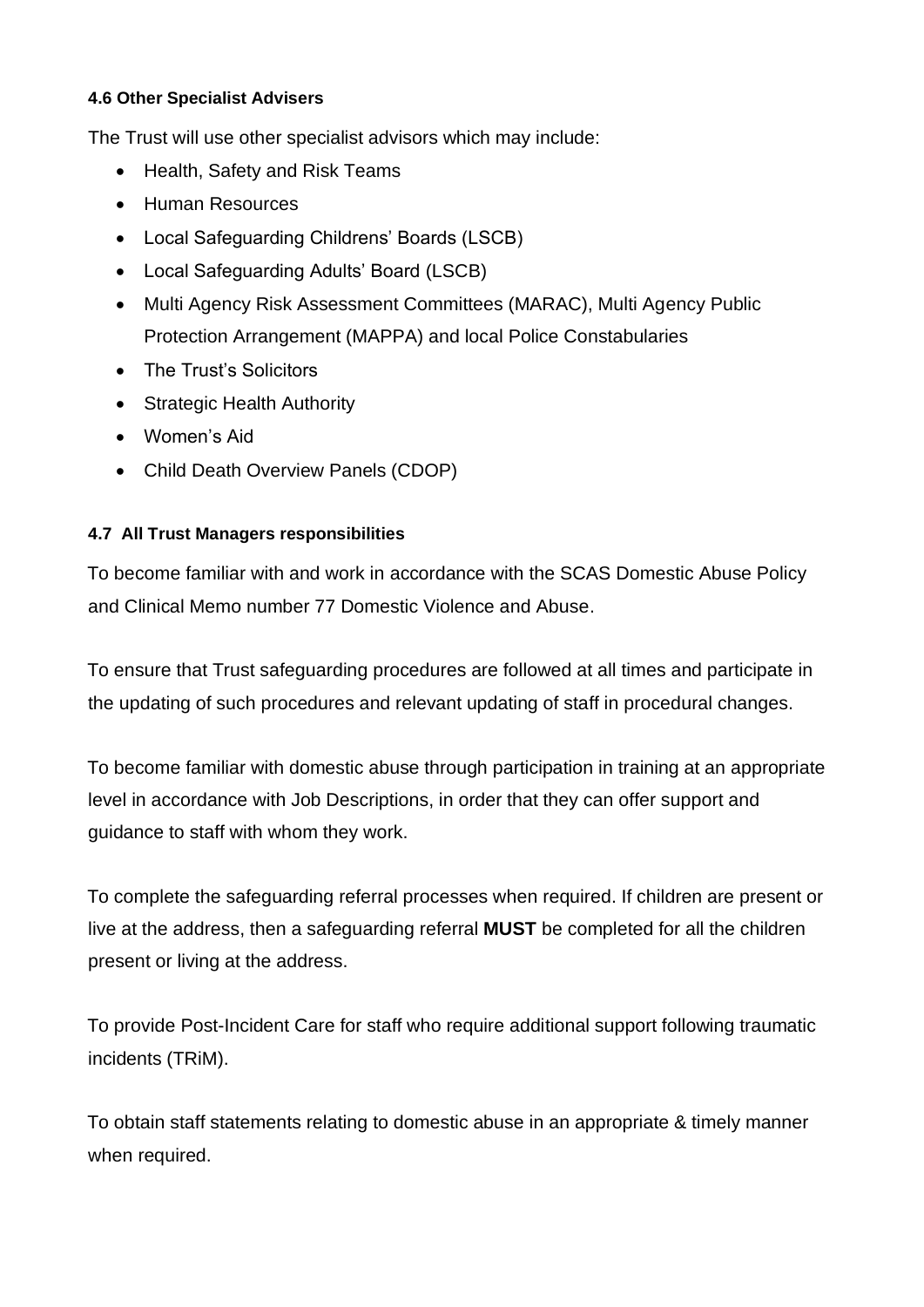#### 4.6 Other Specialist Advisers

The Trust will use other specialist advisors which may include:

- Health, Safety and Risk Teams
- Human Resources
- Local Safeguarding Childrens' Boards (LSCB)
- Local Safeguarding Adults' Board (LSCB)
- Multi Agency Risk Assessment Committees (MARAC), Multi Agency Public Protection Arrangement (MAPPA) and local Police Constabularies
- The Trust's Solicitors
- Strategic Health Authority
- Women's Aid
- Child Death Overview Panels (CDOP)

#### 4.7 All Trust Managers responsibilities

To become familiar with and work in accordance with the SCAS Domestic Abuse Policy and Clinical Memo number 77 Domestic Violence and Abuse.

To ensure that Trust safeguarding procedures are followed at all times and participate in the updating of such procedures and relevant updating of staff in procedural changes.

To become familiar with domestic abuse through participation in training at an appropriate level in accordance with Job Descriptions, in order that they can offer support and guidance to staff with whom they work.

To complete the safeguarding referral processes when required. If children are present or live at the address, then a safeguarding referral **MUST** be completed for all the children present or living at the address.

To provide Post-Incident Care for staff who require additional support following traumatic incidents (TRiM).

To obtain staff statements relating to domestic abuse in an appropriate & timely manner when required.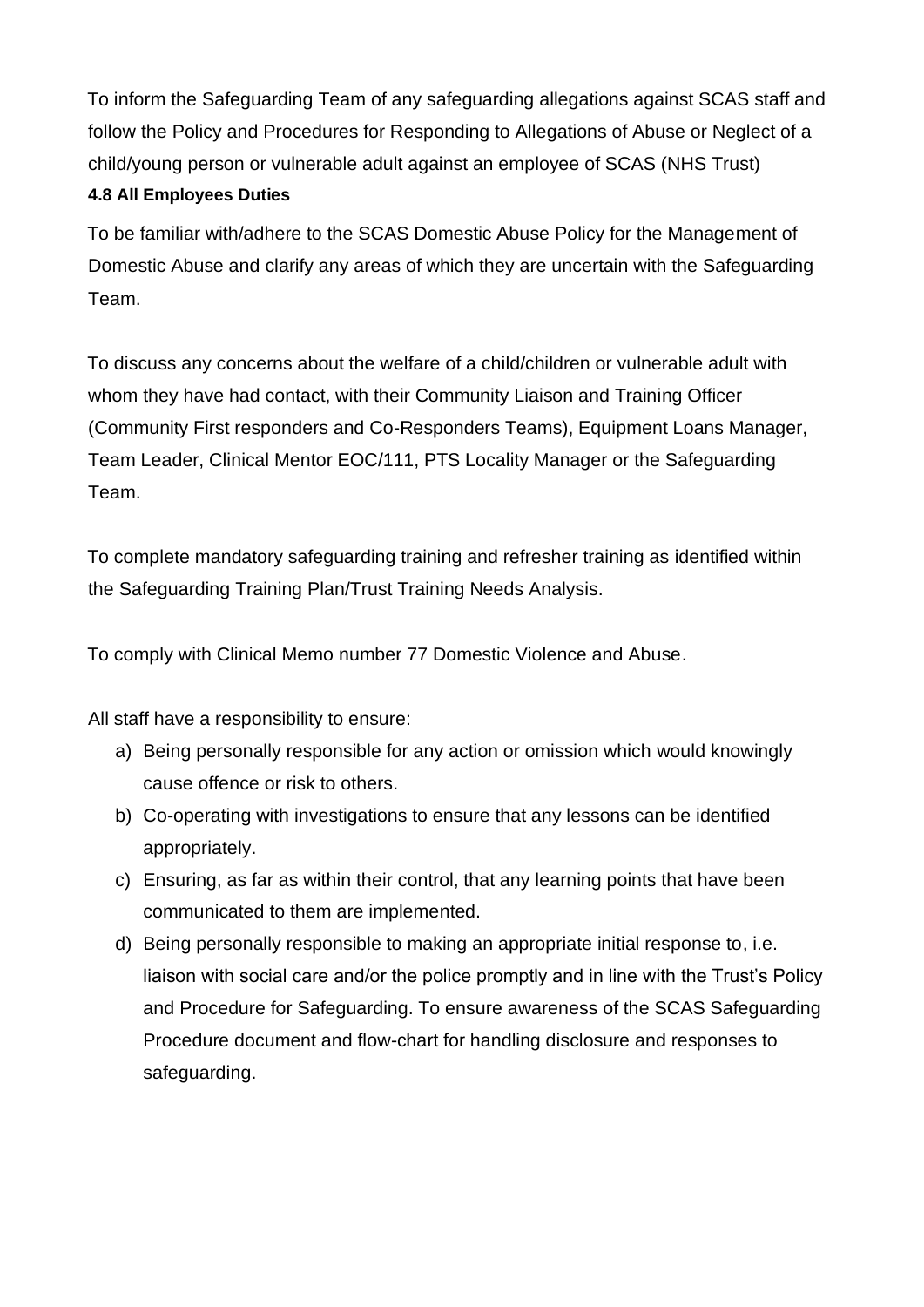To inform the Safeguarding Team of any safeguarding allegations against SCAS staff and follow the Policy and Procedures for Responding to Allegations of Abuse or Neglect of a child/young person or vulnerable adult against an employee of SCAS (NHS Trust)

#### 4.8 All Employees Duties

To be familiar with/adhere to the SCAS Domestic Abuse Policy for the Management of Domestic Abuse and clarify any areas of which they are uncertain with the Safeguarding Team.

To discuss any concerns about the welfare of a child/children or vulnerable adult with whom they have had contact, with their Community Liaison and Training Officer (Community First responders and Co-Responders Teams), Equipment Loans Manager, Team Leader, Clinical Mentor EOC/111, PTS Locality Manager or the Safeguarding Team.

To complete mandatory safeguarding training and refresher training as identified within the Safeguarding Training Plan/Trust Training Needs Analysis.

To comply with Clinical Memo number 77 Domestic Violence and Abuse.

All staff have a responsibility to ensure:

a) Being personally responsible for any action or omission which would knowingly cause offence or risk to others.
b) Co-operating with investigations to ensure that any lessons can be identified appropriately.
c) Ensuring, as far as within their control, that any learning points that have been communicated to them are implemented.
d) Being personally responsible to making an appropriate initial response to, i.e. liaison with social care and/or the police promptly and in line with the Trust's Policy and Procedure for Safeguarding. To ensure awareness of the SCAS Safeguarding Procedure document and flow-chart for handling disclosure and responses to safeguarding.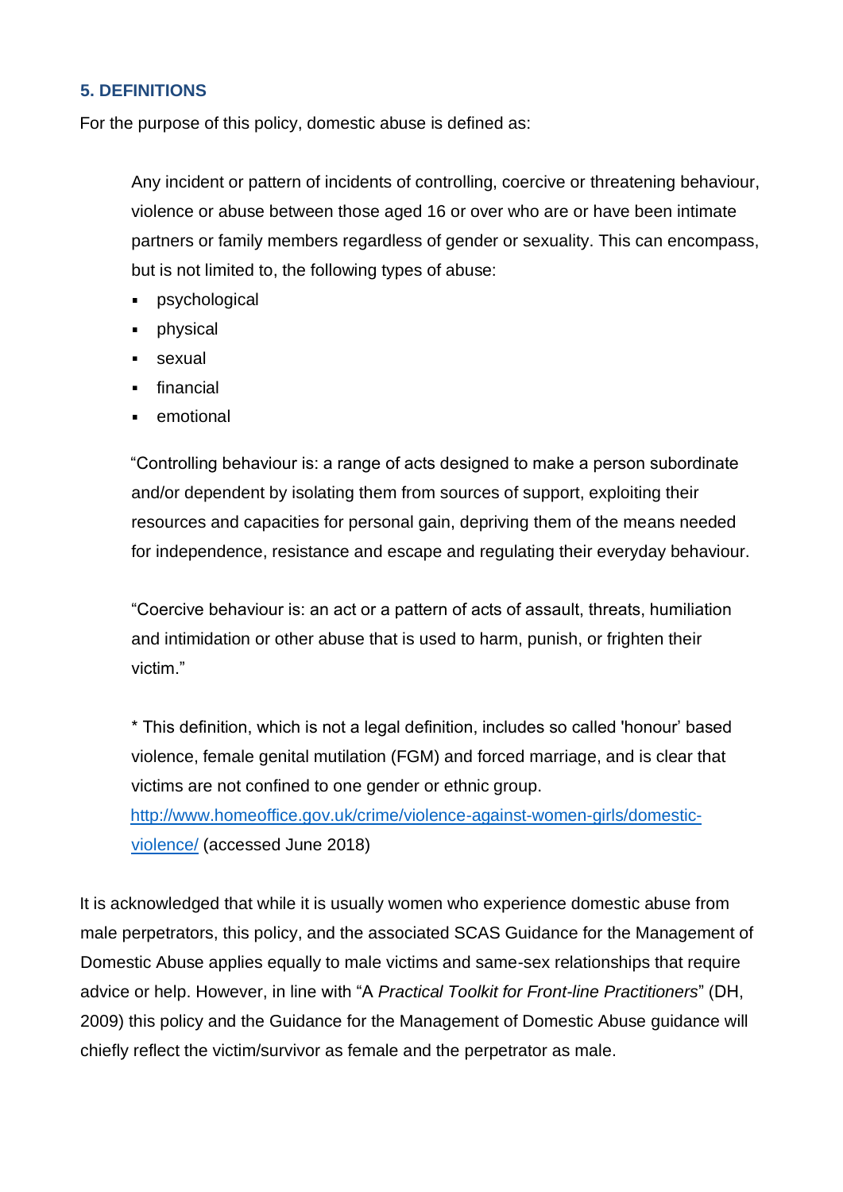## 5. DEFINITIONS

For the purpose of this policy, domestic abuse is defined as:

> Any incident or pattern of incidents of controlling, coercive or threatening behaviour, violence or abuse between those aged 16 or over who are or have been intimate partners or family members regardless of gender or sexuality. This can encompass, but is not limited to, the following types of abuse:
>
> - psychological
> - physical
> - sexual
> - financial
> - emotional
>
> "Controlling behaviour is: a range of acts designed to make a person subordinate and/or dependent by isolating them from sources of support, exploiting their resources and capacities for personal gain, depriving them of the means needed for independence, resistance and escape and regulating their everyday behaviour.
>
> "Coercive behaviour is: an act or a pattern of acts of assault, threats, humiliation and intimidation or other abuse that is used to harm, punish, or frighten their victim."
>
> * This definition, which is not a legal definition, includes so called 'honour' based violence, female genital mutilation (FGM) and forced marriage, and is clear that victims are not confined to one gender or ethnic group. [http://www.homeoffice.gov.uk/crime/violence-against-women-girls/domestic-violence/](http://www.homeoffice.gov.uk/crime/violence-against-women-girls/domestic-violence/) (accessed June 2018)

It is acknowledged that while it is usually women who experience domestic abuse from male perpetrators, this policy, and the associated SCAS Guidance for the Management of Domestic Abuse applies equally to male victims and same-sex relationships that require advice or help. However, in line with "A *Practical Toolkit for Front-line Practitioners*" (DH, 2009) this policy and the Guidance for the Management of Domestic Abuse guidance will chiefly reflect the victim/survivor as female and the perpetrator as male.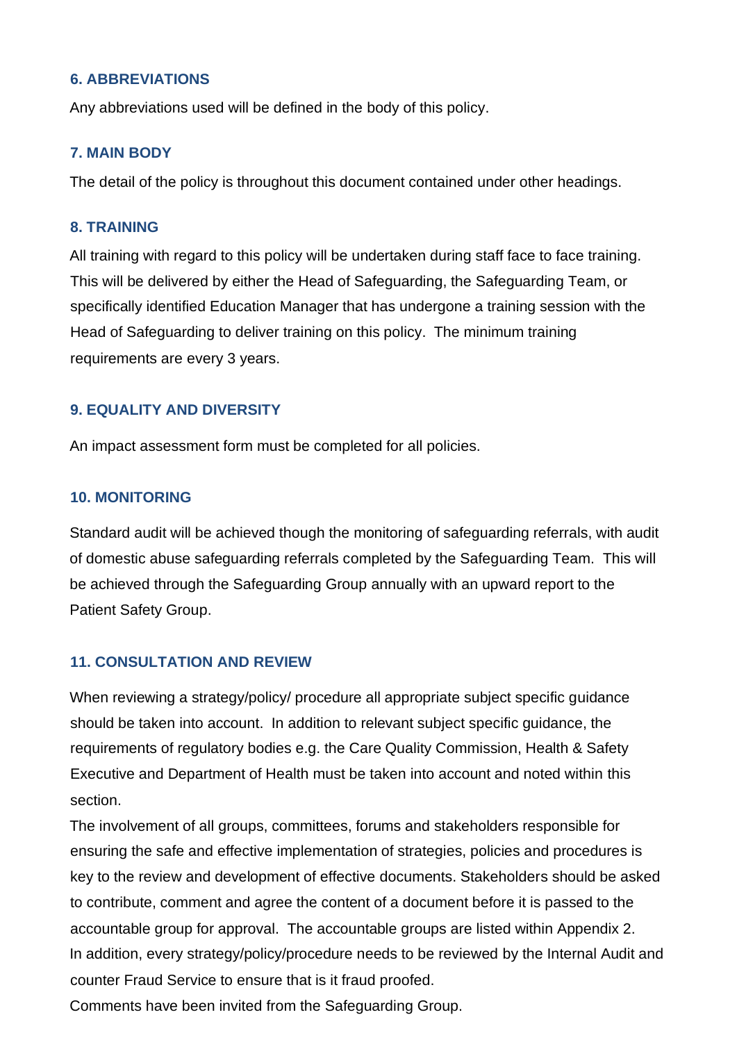## 6. ABBREVIATIONS

Any abbreviations used will be defined in the body of this policy.

## 7. MAIN BODY

The detail of the policy is throughout this document contained under other headings.

## 8. TRAINING

All training with regard to this policy will be undertaken during staff face to face training. This will be delivered by either the Head of Safeguarding, the Safeguarding Team, or specifically identified Education Manager that has undergone a training session with the Head of Safeguarding to deliver training on this policy. The minimum training requirements are every 3 years.

## 9. EQUALITY AND DIVERSITY

An impact assessment form must be completed for all policies.

## 10. MONITORING

Standard audit will be achieved though the monitoring of safeguarding referrals, with audit of domestic abuse safeguarding referrals completed by the Safeguarding Team. This will be achieved through the Safeguarding Group annually with an upward report to the Patient Safety Group.

## 11. CONSULTATION AND REVIEW

When reviewing a strategy/policy/ procedure all appropriate subject specific guidance should be taken into account. In addition to relevant subject specific guidance, the requirements of regulatory bodies e.g. the Care Quality Commission, Health & Safety Executive and Department of Health must be taken into account and noted within this section.

The involvement of all groups, committees, forums and stakeholders responsible for ensuring the safe and effective implementation of strategies, policies and procedures is key to the review and development of effective documents. Stakeholders should be asked to contribute, comment and agree the content of a document before it is passed to the accountable group for approval. The accountable groups are listed within Appendix 2.

In addition, every strategy/policy/procedure needs to be reviewed by the Internal Audit and counter Fraud Service to ensure that is it fraud proofed.

Comments have been invited from the Safeguarding Group.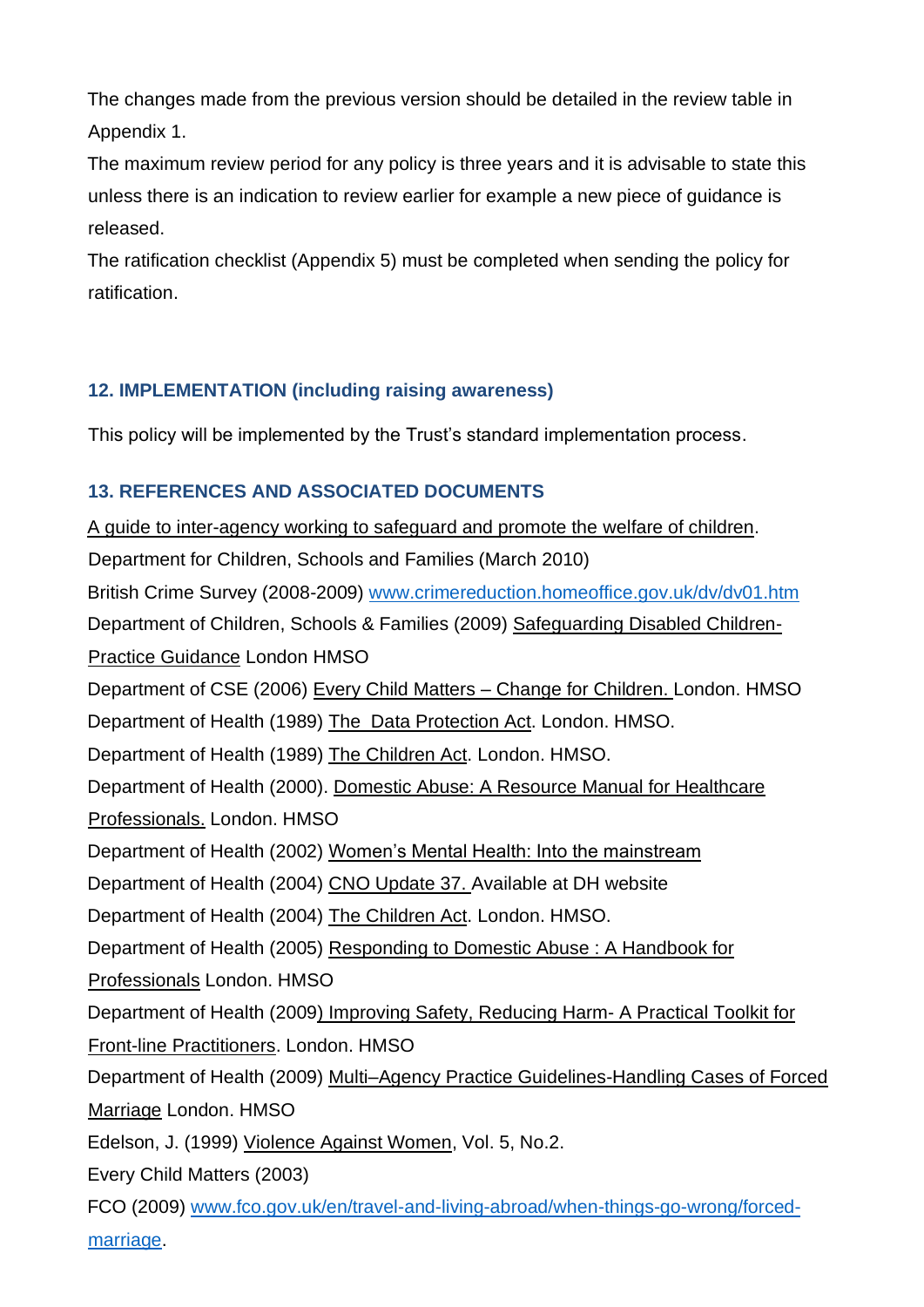The changes made from the previous version should be detailed in the review table in Appendix 1.

The maximum review period for any policy is three years and it is advisable to state this unless there is an indication to review earlier for example a new piece of guidance is released.

The ratification checklist (Appendix 5) must be completed when sending the policy for ratification.

## 12. IMPLEMENTATION (including raising awareness)

This policy will be implemented by the Trust's standard implementation process.

## 13. REFERENCES AND ASSOCIATED DOCUMENTS

A guide to inter-agency working to safeguard and promote the welfare of children. Department for Children, Schools and Families (March 2010)

British Crime Survey (2008-2009) www.crimereduction.homeoffice.gov.uk/dv/dv01.htm

Department of Children, Schools & Families (2009) Safeguarding Disabled Children- Practice Guidance London HMSO

Department of CSE (2006) Every Child Matters – Change for Children. London. HMSO

Department of Health (1989) The Data Protection Act. London. HMSO.

Department of Health (1989) The Children Act. London. HMSO.

Department of Health (2000). Domestic Abuse: A Resource Manual for Healthcare Professionals. London. HMSO

Department of Health (2002) Women's Mental Health: Into the mainstream

Department of Health (2004) CNO Update 37. Available at DH website

Department of Health (2004) The Children Act. London. HMSO.

Department of Health (2005) Responding to Domestic Abuse : A Handbook for Professionals London. HMSO

Department of Health (2009) Improving Safety, Reducing Harm- A Practical Toolkit for Front-line Practitioners. London. HMSO

Department of Health (2009) Multi–Agency Practice Guidelines-Handling Cases of Forced Marriage London. HMSO

Edelson, J. (1999) Violence Against Women, Vol. 5, No.2.

Every Child Matters (2003)

FCO (2009) www.fco.gov.uk/en/travel-and-living-abroad/when-things-go-wrong/forced-marriage.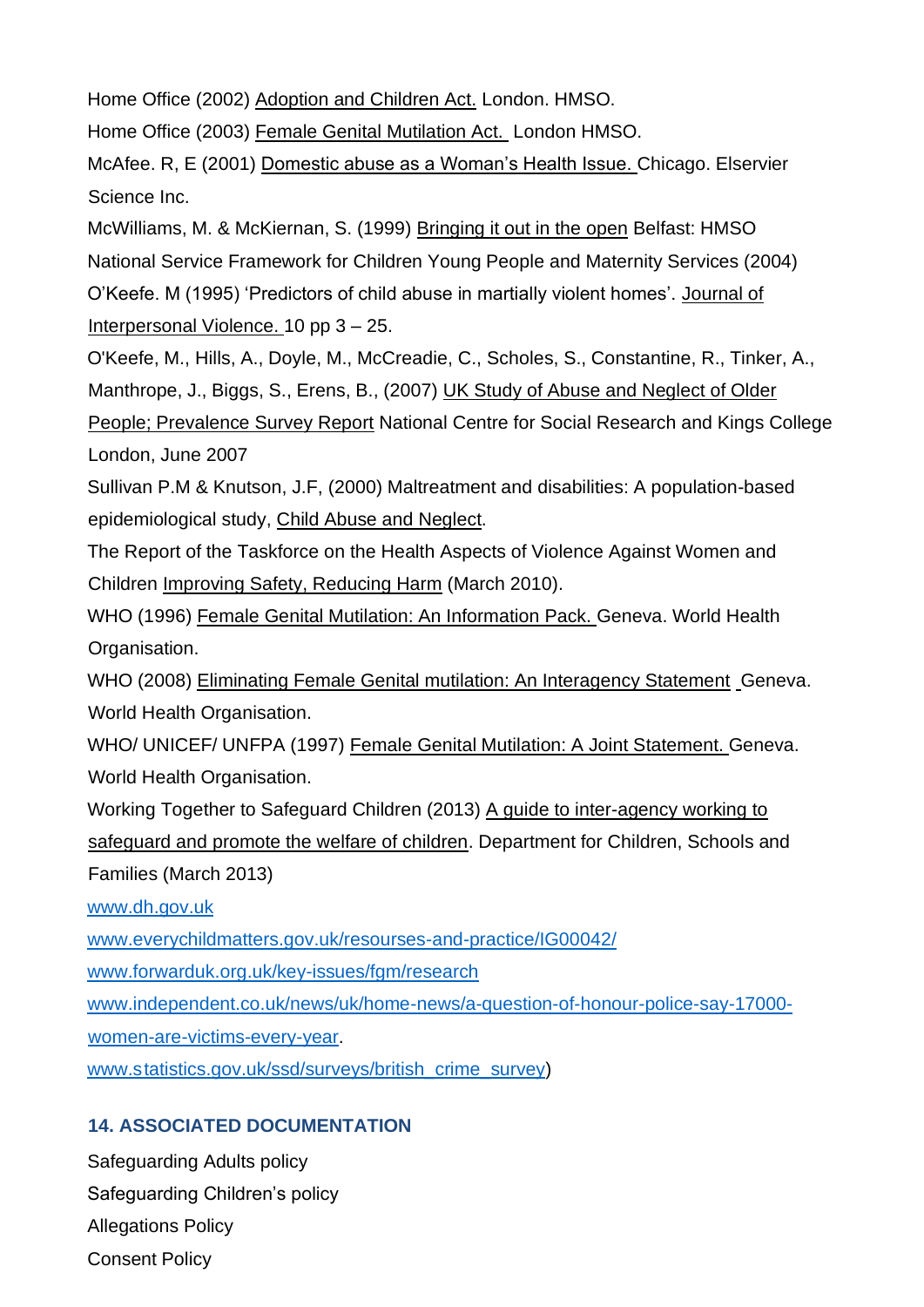Home Office (2002) Adoption and Children Act. London. HMSO.

Home Office (2003) Female Genital Mutilation Act. London HMSO.

McAfee. R, E (2001) Domestic abuse as a Woman's Health Issue. Chicago. Elservier Science Inc.

McWilliams, M. & McKiernan, S. (1999) Bringing it out in the open Belfast: HMSO

National Service Framework for Children Young People and Maternity Services (2004)

O'Keefe. M (1995) 'Predictors of child abuse in martially violent homes'. Journal of Interpersonal Violence. 10 pp 3 – 25.

O'Keefe, M., Hills, A., Doyle, M., McCreadie, C., Scholes, S., Constantine, R., Tinker, A., Manthrope, J., Biggs, S., Erens, B., (2007) UK Study of Abuse and Neglect of Older People; Prevalence Survey Report National Centre for Social Research and Kings College London, June 2007

Sullivan P.M & Knutson, J.F, (2000) Maltreatment and disabilities: A population-based epidemiological study, Child Abuse and Neglect.

The Report of the Taskforce on the Health Aspects of Violence Against Women and Children Improving Safety, Reducing Harm (March 2010).

WHO (1996) Female Genital Mutilation: An Information Pack. Geneva. World Health Organisation.

WHO (2008) Eliminating Female Genital mutilation: An Interagency Statement Geneva. World Health Organisation.

WHO/ UNICEF/ UNFPA (1997) Female Genital Mutilation: A Joint Statement. Geneva. World Health Organisation.

Working Together to Safeguard Children (2013) A guide to inter-agency working to safeguard and promote the welfare of children. Department for Children, Schools and Families (March 2013)

www.dh.gov.uk

www.everychildmatters.gov.uk/resourses-and-practice/IG00042/

www.forwarduk.org.uk/key-issues/fgm/research

www.independent.co.uk/news/uk/home-news/a-question-of-honour-police-say-17000-women-are-victims-every-year.

www.statistics.gov.uk/ssd/surveys/british_crime_survey)

## 14. ASSOCIATED DOCUMENTATION

Safeguarding Adults policy

Safeguarding Children's policy

Allegations Policy

Consent Policy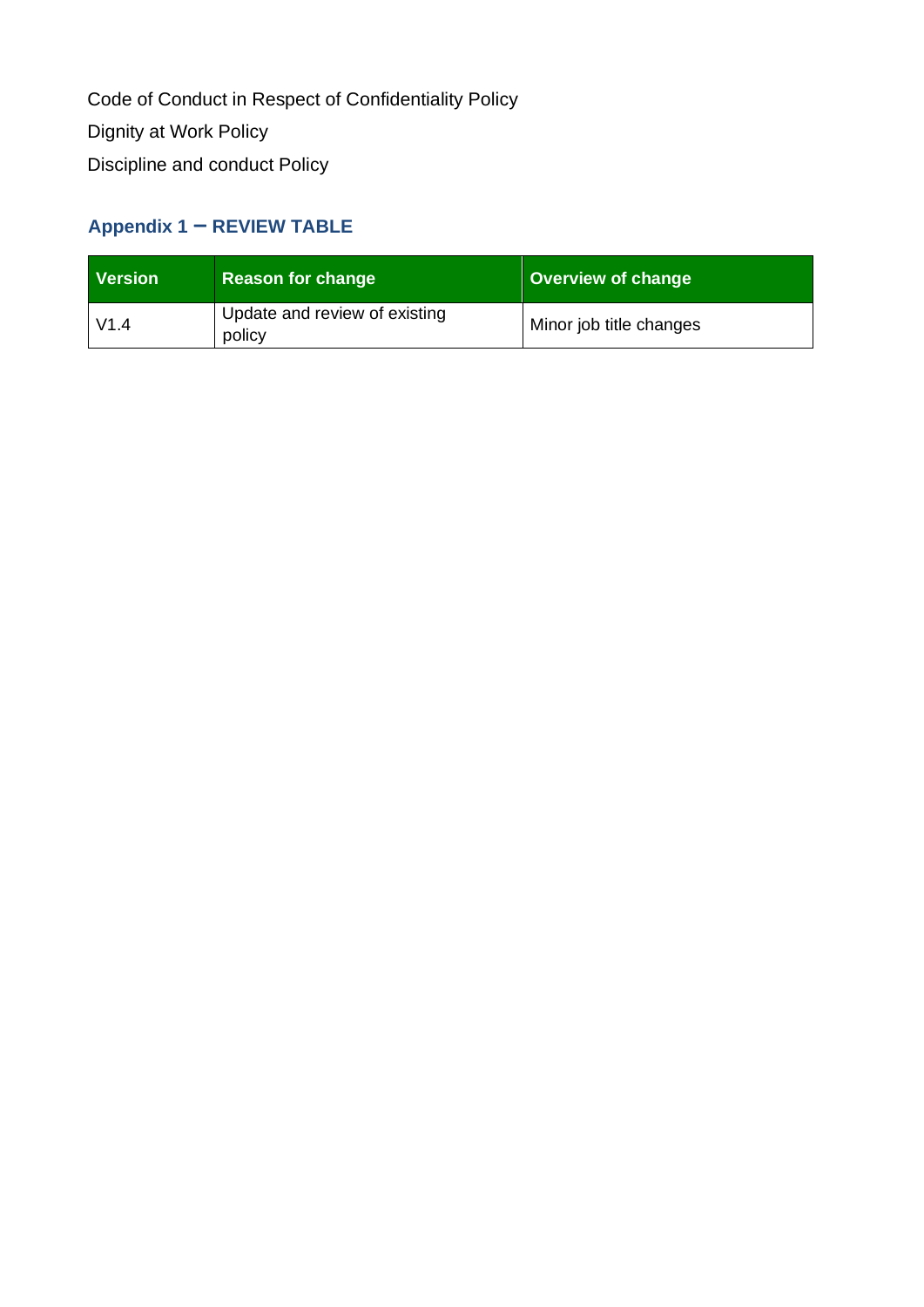Code of Conduct in Respect of Confidentiality Policy

Dignity at Work Policy

Discipline and conduct Policy

## Appendix 1 – REVIEW TABLE

| Version | Reason for change | Overview of change |
|---|---|---|
| V1.4 | Update and review of existing policy | Minor job title changes |